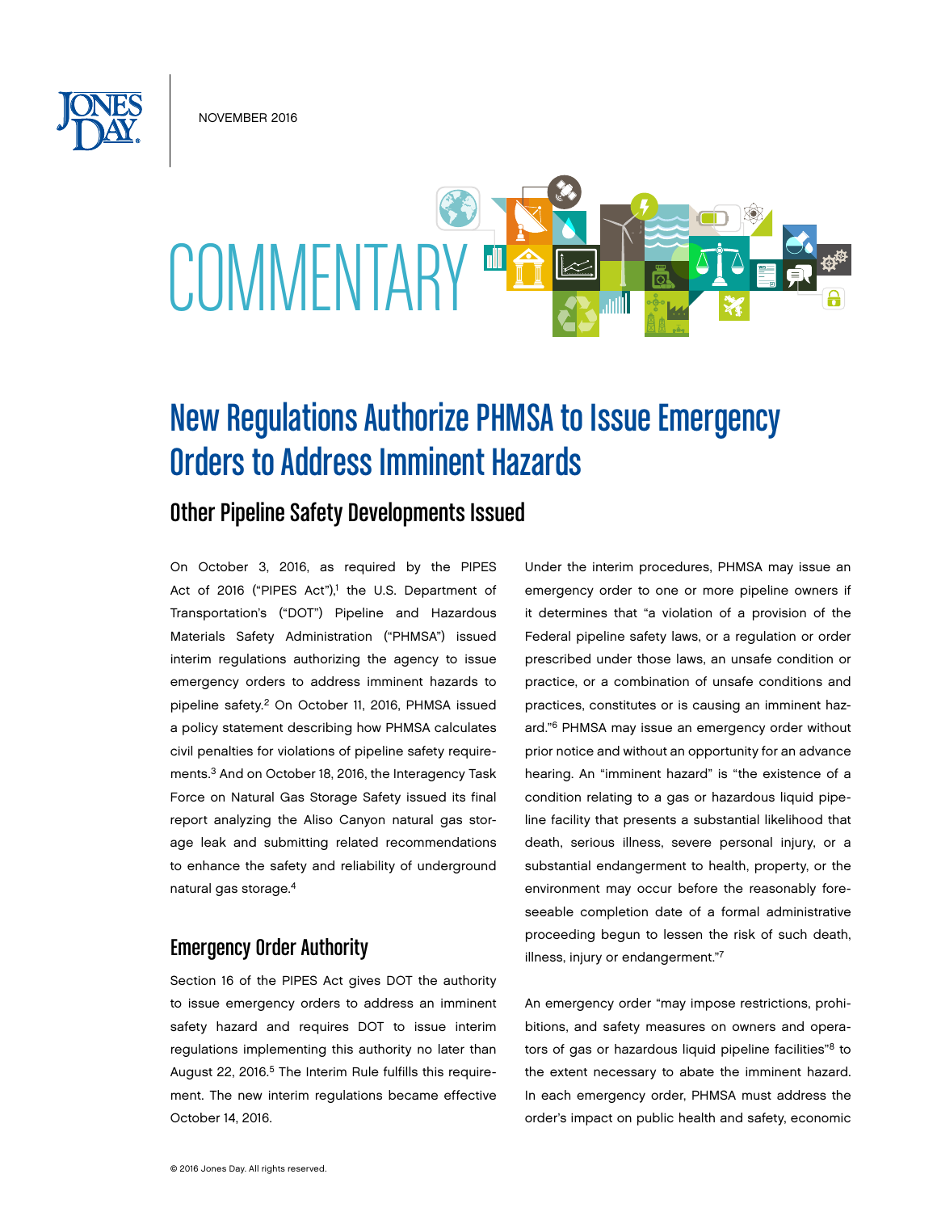NOVEMBER 2016

COMMENTARY

# New Regulations Authorize PHMSA to Issue Emergency Orders to Address Imminent Hazards

## Other Pipeline Safety Developments Issued

On October 3, 2016, as required by the PIPES Act of 2016 ("PIPES Act"),[1] the U.S. Department of Transportation's ("DOT") Pipeline and Hazardous Materials Safety Administration ("PHMSA") issued interim regulations authorizing the agency to issue emergency orders to address imminent hazards to pipeline safety.[2] On October 11, 2016, PHMSA issued a policy statement describing how PHMSA calculates civil penalties for violations of pipeline safety requirements.[3] And on October 18, 2016, the Interagency Task Force on Natural Gas Storage Safety issued its final report analyzing the Aliso Canyon natural gas storage leak and submitting related recommendations to enhance the safety and reliability of underground natural gas storage.[4]

### Emergency Order Authority

Section 16 of the PIPES Act gives DOT the authority to issue emergency orders to address an imminent safety hazard and requires DOT to issue interim regulations implementing this authority no later than August 22, 2016.[5] The Interim Rule fulfills this requirement. The new interim regulations became effective October 14, 2016.

Under the interim procedures, PHMSA may issue an emergency order to one or more pipeline owners if it determines that "a violation of a provision of the Federal pipeline safety laws, or a regulation or order prescribed under those laws, an unsafe condition or practice, or a combination of unsafe conditions and practices, constitutes or is causing an imminent hazard."[6] PHMSA may issue an emergency order without prior notice and without an opportunity for an advance hearing. An "imminent hazard" is "the existence of a condition relating to a gas or hazardous liquid pipeline facility that presents a substantial likelihood that death, serious illness, severe personal injury, or a substantial endangerment to health, property, or the environment may occur before the reasonably foreseeable completion date of a formal administrative proceeding begun to lessen the risk of such death, illness, injury or endangerment."[7]

An emergency order "may impose restrictions, prohibitions, and safety measures on owners and operators of gas or hazardous liquid pipeline facilities"[8] to the extent necessary to abate the imminent hazard. In each emergency order, PHMSA must address the order's impact on public health and safety, economic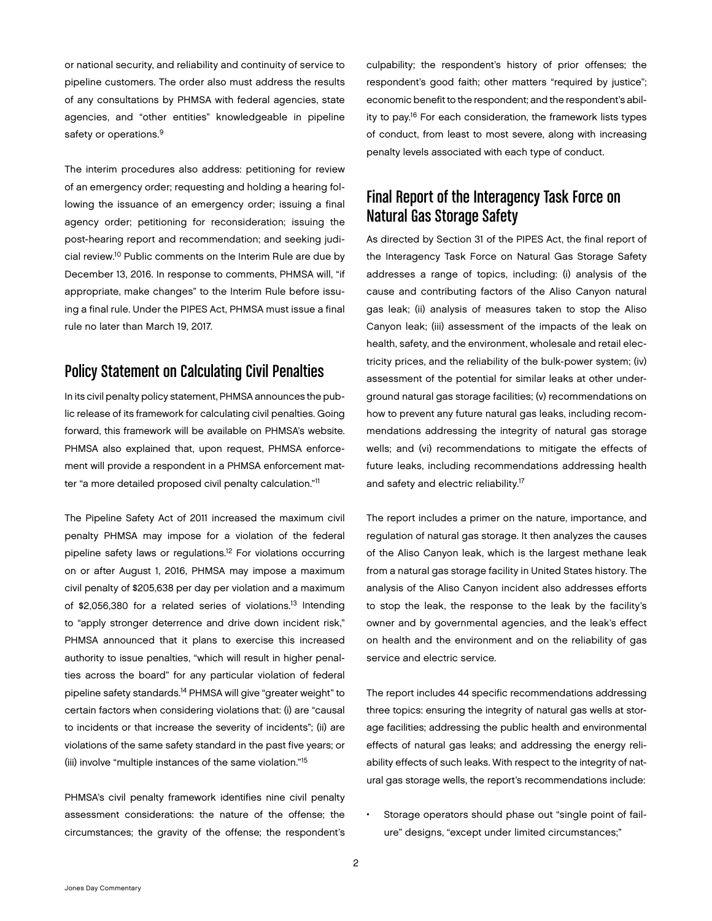or national security, and reliability and continuity of service to pipeline customers. The order also must address the results of any consultations by PHMSA with federal agencies, state agencies, and "other entities" knowledgeable in pipeline safety or operations.[9]

The interim procedures also address: petitioning for review of an emergency order; requesting and holding a hearing following the issuance of an emergency order; issuing a final agency order; petitioning for reconsideration; issuing the post-hearing report and recommendation; and seeking judicial review.[10] Public comments on the Interim Rule are due by December 13, 2016. In response to comments, PHMSA will, "if appropriate, make changes" to the Interim Rule before issuing a final rule. Under the PIPES Act, PHMSA must issue a final rule no later than March 19, 2017.

## Policy Statement on Calculating Civil Penalties

In its civil penalty policy statement, PHMSA announces the public release of its framework for calculating civil penalties. Going forward, this framework will be available on PHMSA's website. PHMSA also explained that, upon request, PHMSA enforcement will provide a respondent in a PHMSA enforcement matter "a more detailed proposed civil penalty calculation."[11]

The Pipeline Safety Act of 2011 increased the maximum civil penalty PHMSA may impose for a violation of the federal pipeline safety laws or regulations.[12] For violations occurring on or after August 1, 2016, PHMSA may impose a maximum civil penalty of $205,638 per day per violation and a maximum of $2,056,380 for a related series of violations.[13] Intending to "apply stronger deterrence and drive down incident risk," PHMSA announced that it plans to exercise this increased authority to issue penalties, "which will result in higher penalties across the board" for any particular violation of federal pipeline safety standards.[14] PHMSA will give "greater weight" to certain factors when considering violations that: (i) are "causal to incidents or that increase the severity of incidents"; (ii) are violations of the same safety standard in the past five years; or (iii) involve "multiple instances of the same violation."[15]

PHMSA's civil penalty framework identifies nine civil penalty assessment considerations: the nature of the offense; the circumstances; the gravity of the offense; the respondent's culpability; the respondent's history of prior offenses; the respondent's good faith; other matters "required by justice"; economic benefit to the respondent; and the respondent's ability to pay.[16] For each consideration, the framework lists types of conduct, from least to most severe, along with increasing penalty levels associated with each type of conduct.

## Final Report of the Interagency Task Force on Natural Gas Storage Safety

As directed by Section 31 of the PIPES Act, the final report of the Interagency Task Force on Natural Gas Storage Safety addresses a range of topics, including: (i) analysis of the cause and contributing factors of the Aliso Canyon natural gas leak; (ii) analysis of measures taken to stop the Aliso Canyon leak; (iii) assessment of the impacts of the leak on health, safety, and the environment, wholesale and retail electricity prices, and the reliability of the bulk-power system; (iv) assessment of the potential for similar leaks at other underground natural gas storage facilities; (v) recommendations on how to prevent any future natural gas leaks, including recommendations addressing the integrity of natural gas storage wells; and (vi) recommendations to mitigate the effects of future leaks, including recommendations addressing health and safety and electric reliability.[17]

The report includes a primer on the nature, importance, and regulation of natural gas storage. It then analyzes the causes of the Aliso Canyon leak, which is the largest methane leak from a natural gas storage facility in United States history. The analysis of the Aliso Canyon incident also addresses efforts to stop the leak, the response to the leak by the facility's owner and by governmental agencies, and the leak's effect on health and the environment and on the reliability of gas service and electric service.

The report includes 44 specific recommendations addressing three topics: ensuring the integrity of natural gas wells at storage facilities; addressing the public health and environmental effects of natural gas leaks; and addressing the energy reliability effects of such leaks. With respect to the integrity of natural gas storage wells, the report's recommendations include:

- Storage operators should phase out "single point of failure" designs, "except under limited circumstances;"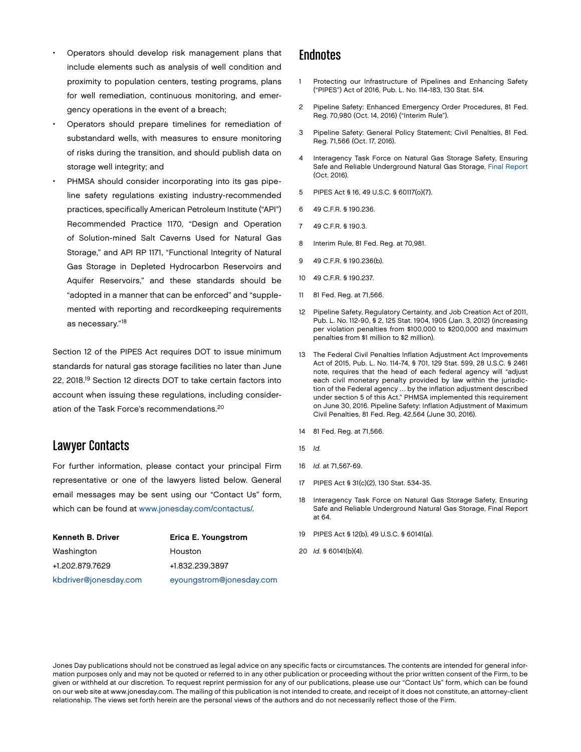- Operators should develop risk management plans that include elements such as analysis of well condition and proximity to population centers, testing programs, plans for well remediation, continuous monitoring, and emergency operations in the event of a breach;
- Operators should prepare timelines for remediation of substandard wells, with measures to ensure monitoring of risks during the transition, and should publish data on storage well integrity; and
- PHMSA should consider incorporating into its gas pipeline safety regulations existing industry-recommended practices, specifically American Petroleum Institute ("API") Recommended Practice 1170, "Design and Operation of Solution-mined Salt Caverns Used for Natural Gas Storage," and API RP 1171, "Functional Integrity of Natural Gas Storage in Depleted Hydrocarbon Reservoirs and Aquifer Reservoirs," and these standards should be "adopted in a manner that can be enforced" and "supplemented with reporting and recordkeeping requirements as necessary."[18]

Section 12 of the PIPES Act requires DOT to issue minimum standards for natural gas storage facilities no later than June 22, 2018.[19] Section 12 directs DOT to take certain factors into account when issuing these regulations, including consideration of the Task Force's recommendations.[20]

## Lawyer Contacts

For further information, please contact your principal Firm representative or one of the lawyers listed below. General email messages may be sent using our "Contact Us" form, which can be found at www.jonesday.com/contactus/.

**Kenneth B. Driver**
Washington
+1.202.879.7629
kbdriver@jonesday.com

**Erica E. Youngstrom**
Houston
+1.832.239.3897
eyoungstrom@jonesday.com

## Endnotes

1. Protecting our Infrastructure of Pipelines and Enhancing Safety ("PIPES") Act of 2016, Pub. L. No. 114-183, 130 Stat. 514.
2. Pipeline Safety: Enhanced Emergency Order Procedures, 81 Fed. Reg. 70,980 (Oct. 14, 2016) ("Interim Rule").
3. Pipeline Safety: General Policy Statement; Civil Penalties, 81 Fed. Reg. 71,566 (Oct. 17, 2016).
4. Interagency Task Force on Natural Gas Storage Safety, Ensuring Safe and Reliable Underground Natural Gas Storage, Final Report (Oct. 2016).
5. PIPES Act § 16, 49 U.S.C. § 60117(o)(7).
6. 49 C.F.R. § 190.236.
7. 49 C.F.R. § 190.3.
8. Interim Rule, 81 Fed. Reg. at 70,981.
9. 49 C.F.R. § 190.236(b).
10. 49 C.F.R. § 190.237.
11. 81 Fed. Reg. at 71,566.
12. Pipeline Safety, Regulatory Certainty, and Job Creation Act of 2011, Pub. L. No. 112-90, § 2, 125 Stat. 1904, 1905 (Jan. 3, 2012) (increasing per violation penalties from $100,000 to $200,000 and maximum penalties from $1 million to $2 million).
13. The Federal Civil Penalties Inflation Adjustment Act Improvements Act of 2015, Pub. L. No. 114-74, § 701, 129 Stat. 599, 28 U.S.C. § 2461 note, requires that the head of each federal agency will "adjust each civil monetary penalty provided by law within the jurisdiction of the Federal agency … by the inflation adjustment described under section 5 of this Act." PHMSA implemented this requirement on June 30, 2016. Pipeline Safety: Inflation Adjustment of Maximum Civil Penalties, 81 Fed. Reg. 42,564 (June 30, 2016).
14. 81 Fed. Reg. at 71,566.
15. *Id.*
16. *Id.* at 71,567-69.
17. PIPES Act § 31(c)(2), 130 Stat. 534-35.
18. Interagency Task Force on Natural Gas Storage Safety, Ensuring Safe and Reliable Underground Natural Gas Storage, Final Report at 64.
19. PIPES Act § 12(b), 49 U.S.C. § 60141(a).
20. *Id.* § 60141(b)(4).

Jones Day publications should not be construed as legal advice on any specific facts or circumstances. The contents are intended for general information purposes only and may not be quoted or referred to in any other publication or proceeding without the prior written consent of the Firm, to be given or withheld at our discretion. To request reprint permission for any of our publications, please use our "Contact Us" form, which can be found on our web site at www.jonesday.com. The mailing of this publication is not intended to create, and receipt of it does not constitute, an attorney-client relationship. The views set forth herein are the personal views of the authors and do not necessarily reflect those of the Firm.